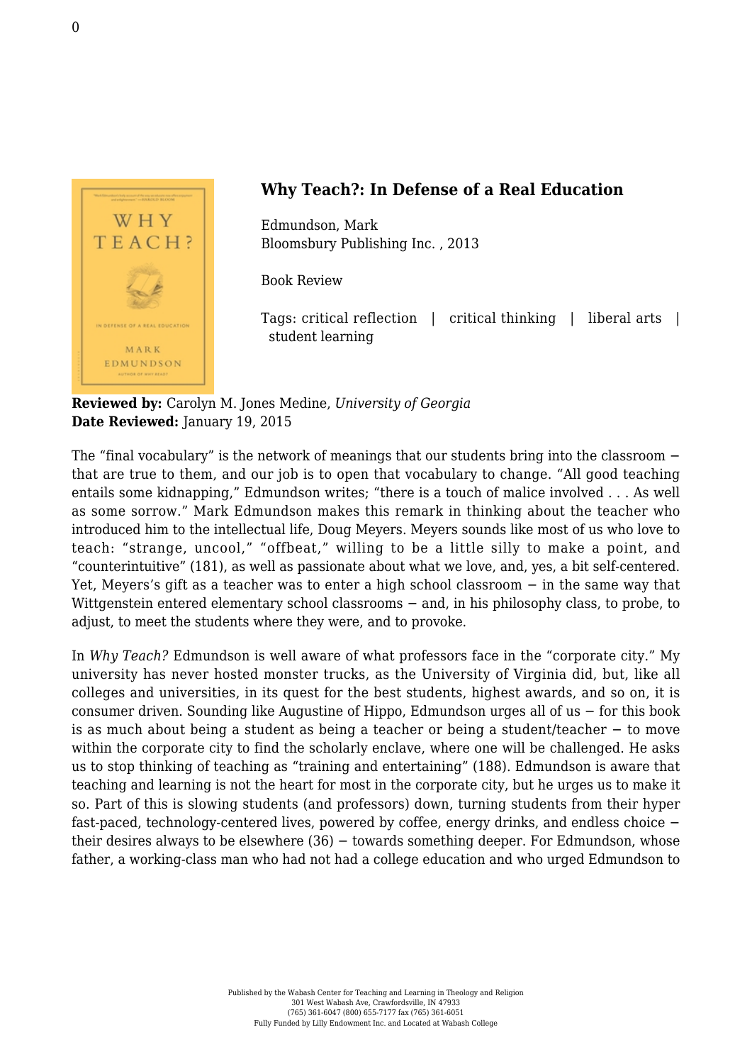# Why Teach?: In Defense of a Real Education

Edmundson, Mark
Bloomsbury Publishing Inc. , 2013

Book Review

Tags: critical reflection | critical thinking | liberal arts | student learning

**Reviewed by:** Carolyn M. Jones Medine, *University of Georgia*
**Date Reviewed:** January 19, 2015

The "final vocabulary" is the network of meanings that our students bring into the classroom − that are true to them, and our job is to open that vocabulary to change. "All good teaching entails some kidnapping," Edmundson writes; "there is a touch of malice involved . . . As well as some sorrow." Mark Edmundson makes this remark in thinking about the teacher who introduced him to the intellectual life, Doug Meyers. Meyers sounds like most of us who love to teach: "strange, uncool," "offbeat," willing to be a little silly to make a point, and "counterintuitive" (181), as well as passionate about what we love, and, yes, a bit self-centered. Yet, Meyers's gift as a teacher was to enter a high school classroom − in the same way that Wittgenstein entered elementary school classrooms − and, in his philosophy class, to probe, to adjust, to meet the students where they were, and to provoke.

In *Why Teach?* Edmundson is well aware of what professors face in the "corporate city." My university has never hosted monster trucks, as the University of Virginia did, but, like all colleges and universities, in its quest for the best students, highest awards, and so on, it is consumer driven. Sounding like Augustine of Hippo, Edmundson urges all of us − for this book is as much about being a student as being a teacher or being a student/teacher − to move within the corporate city to find the scholarly enclave, where one will be challenged. He asks us to stop thinking of teaching as "training and entertaining" (188). Edmundson is aware that teaching and learning is not the heart for most in the corporate city, but he urges us to make it so. Part of this is slowing students (and professors) down, turning students from their hyper fast-paced, technology-centered lives, powered by coffee, energy drinks, and endless choice − their desires always to be elsewhere (36) − towards something deeper. For Edmundson, whose father, a working-class man who had not had a college education and who urged Edmundson to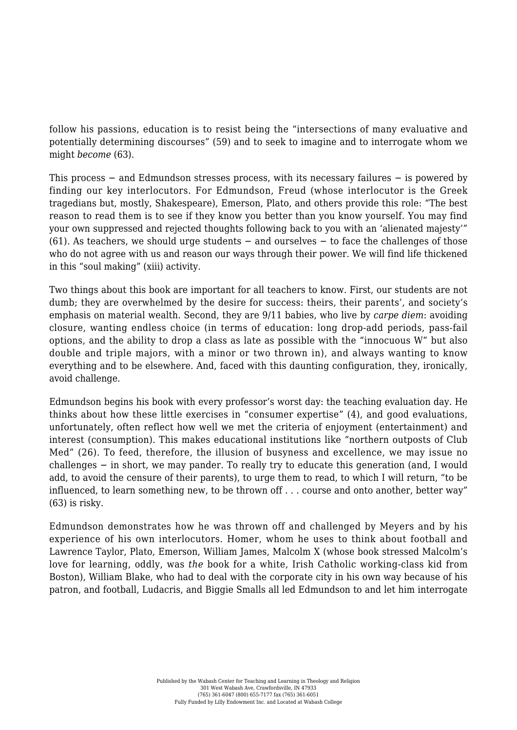follow his passions, education is to resist being the "intersections of many evaluative and potentially determining discourses" (59) and to seek to imagine and to interrogate whom we might *become* (63).

This process − and Edmundson stresses process, with its necessary failures − is powered by finding our key interlocutors. For Edmundson, Freud (whose interlocutor is the Greek tragedians but, mostly, Shakespeare), Emerson, Plato, and others provide this role: "The best reason to read them is to see if they know you better than you know yourself. You may find your own suppressed and rejected thoughts following back to you with an 'alienated majesty'" (61). As teachers, we should urge students − and ourselves − to face the challenges of those who do not agree with us and reason our ways through their power. We will find life thickened in this "soul making" (xiii) activity.

Two things about this book are important for all teachers to know. First, our students are not dumb; they are overwhelmed by the desire for success: theirs, their parents', and society's emphasis on material wealth. Second, they are 9/11 babies, who live by *carpe diem*: avoiding closure, wanting endless choice (in terms of education: long drop-add periods, pass-fail options, and the ability to drop a class as late as possible with the "innocuous W" but also double and triple majors, with a minor or two thrown in), and always wanting to know everything and to be elsewhere. And, faced with this daunting configuration, they, ironically, avoid challenge.

Edmundson begins his book with every professor's worst day: the teaching evaluation day. He thinks about how these little exercises in "consumer expertise" (4), and good evaluations, unfortunately, often reflect how well we met the criteria of enjoyment (entertainment) and interest (consumption). This makes educational institutions like "northern outposts of Club Med" (26). To feed, therefore, the illusion of busyness and excellence, we may issue no challenges − in short, we may pander. To really try to educate this generation (and, I would add, to avoid the censure of their parents), to urge them to read, to which I will return, "to be influenced, to learn something new, to be thrown off . . . course and onto another, better way" (63) is risky.

Edmundson demonstrates how he was thrown off and challenged by Meyers and by his experience of his own interlocutors. Homer, whom he uses to think about football and Lawrence Taylor, Plato, Emerson, William James, Malcolm X (whose book stressed Malcolm's love for learning, oddly, was *the* book for a white, Irish Catholic working-class kid from Boston), William Blake, who had to deal with the corporate city in his own way because of his patron, and football, Ludacris, and Biggie Smalls all led Edmundson to and let him interrogate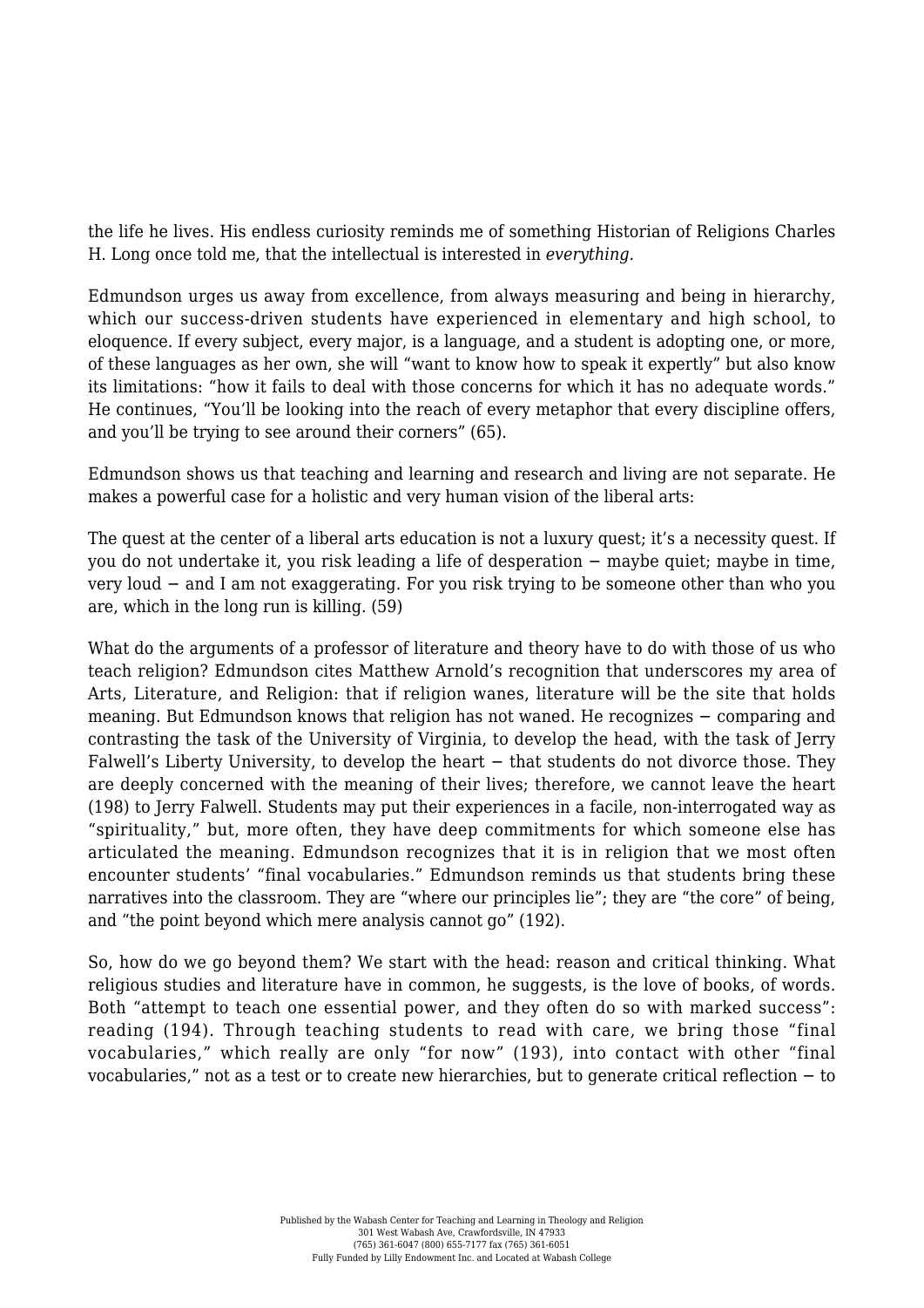the life he lives. His endless curiosity reminds me of something Historian of Religions Charles H. Long once told me, that the intellectual is interested in *everything*.

Edmundson urges us away from excellence, from always measuring and being in hierarchy, which our success-driven students have experienced in elementary and high school, to eloquence. If every subject, every major, is a language, and a student is adopting one, or more, of these languages as her own, she will "want to know how to speak it expertly" but also know its limitations: "how it fails to deal with those concerns for which it has no adequate words." He continues, "You'll be looking into the reach of every metaphor that every discipline offers, and you'll be trying to see around their corners" (65).

Edmundson shows us that teaching and learning and research and living are not separate. He makes a powerful case for a holistic and very human vision of the liberal arts:

The quest at the center of a liberal arts education is not a luxury quest; it's a necessity quest. If you do not undertake it, you risk leading a life of desperation − maybe quiet; maybe in time, very loud − and I am not exaggerating. For you risk trying to be someone other than who you are, which in the long run is killing. (59)

What do the arguments of a professor of literature and theory have to do with those of us who teach religion? Edmundson cites Matthew Arnold's recognition that underscores my area of Arts, Literature, and Religion: that if religion wanes, literature will be the site that holds meaning. But Edmundson knows that religion has not waned. He recognizes − comparing and contrasting the task of the University of Virginia, to develop the head, with the task of Jerry Falwell's Liberty University, to develop the heart − that students do not divorce those. They are deeply concerned with the meaning of their lives; therefore, we cannot leave the heart (198) to Jerry Falwell. Students may put their experiences in a facile, non-interrogated way as "spirituality," but, more often, they have deep commitments for which someone else has articulated the meaning. Edmundson recognizes that it is in religion that we most often encounter students' "final vocabularies." Edmundson reminds us that students bring these narratives into the classroom. They are "where our principles lie"; they are "the core" of being, and "the point beyond which mere analysis cannot go" (192).

So, how do we go beyond them? We start with the head: reason and critical thinking. What religious studies and literature have in common, he suggests, is the love of books, of words. Both "attempt to teach one essential power, and they often do so with marked success": reading (194). Through teaching students to read with care, we bring those "final vocabularies," which really are only "for now" (193), into contact with other "final vocabularies," not as a test or to create new hierarchies, but to generate critical reflection − to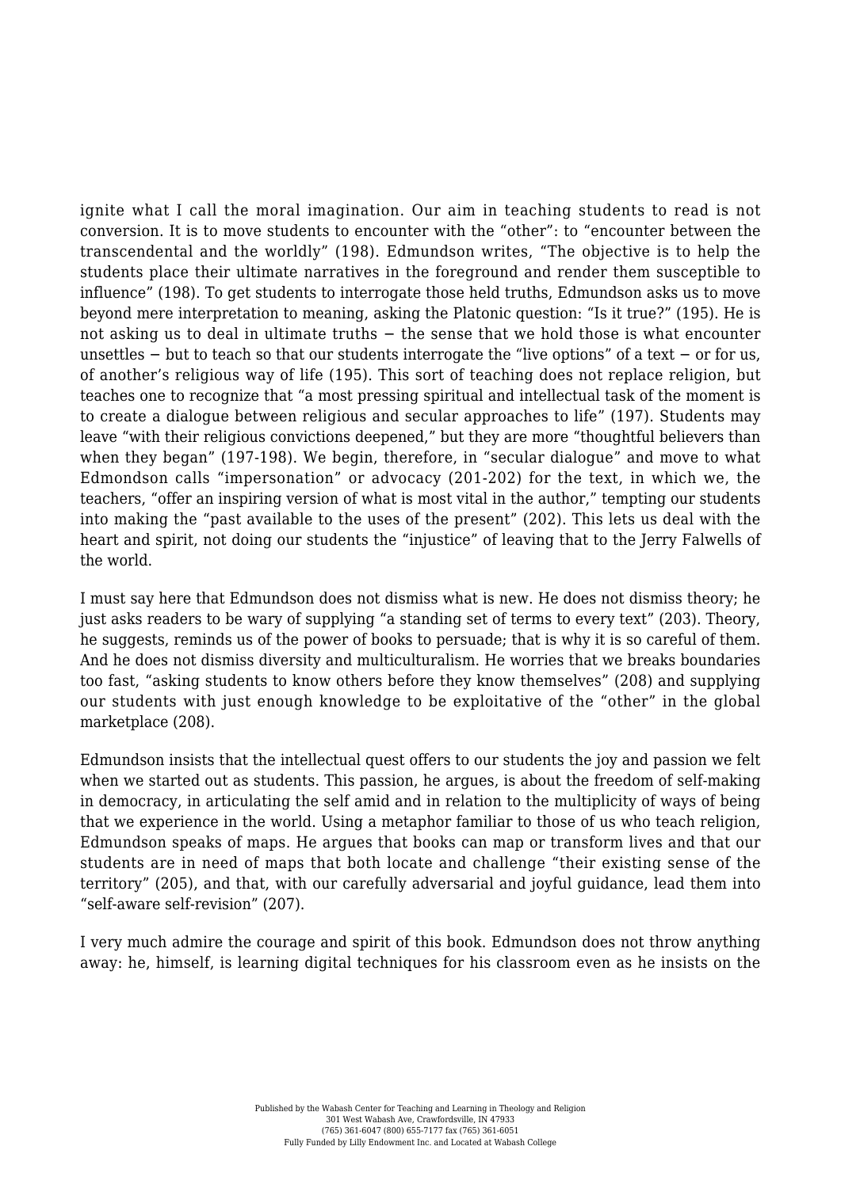ignite what I call the moral imagination. Our aim in teaching students to read is not conversion. It is to move students to encounter with the "other": to "encounter between the transcendental and the worldly" (198). Edmundson writes, "The objective is to help the students place their ultimate narratives in the foreground and render them susceptible to influence" (198). To get students to interrogate those held truths, Edmundson asks us to move beyond mere interpretation to meaning, asking the Platonic question: "Is it true?" (195). He is not asking us to deal in ultimate truths − the sense that we hold those is what encounter unsettles − but to teach so that our students interrogate the "live options" of a text − or for us, of another's religious way of life (195). This sort of teaching does not replace religion, but teaches one to recognize that "a most pressing spiritual and intellectual task of the moment is to create a dialogue between religious and secular approaches to life" (197). Students may leave "with their religious convictions deepened," but they are more "thoughtful believers than when they began" (197-198). We begin, therefore, in "secular dialogue" and move to what Edmondson calls "impersonation" or advocacy (201-202) for the text, in which we, the teachers, "offer an inspiring version of what is most vital in the author," tempting our students into making the "past available to the uses of the present" (202). This lets us deal with the heart and spirit, not doing our students the "injustice" of leaving that to the Jerry Falwells of the world.

I must say here that Edmundson does not dismiss what is new. He does not dismiss theory; he just asks readers to be wary of supplying "a standing set of terms to every text" (203). Theory, he suggests, reminds us of the power of books to persuade; that is why it is so careful of them. And he does not dismiss diversity and multiculturalism. He worries that we breaks boundaries too fast, "asking students to know others before they know themselves" (208) and supplying our students with just enough knowledge to be exploitative of the "other" in the global marketplace (208).

Edmundson insists that the intellectual quest offers to our students the joy and passion we felt when we started out as students. This passion, he argues, is about the freedom of self-making in democracy, in articulating the self amid and in relation to the multiplicity of ways of being that we experience in the world. Using a metaphor familiar to those of us who teach religion, Edmundson speaks of maps. He argues that books can map or transform lives and that our students are in need of maps that both locate and challenge "their existing sense of the territory" (205), and that, with our carefully adversarial and joyful guidance, lead them into "self-aware self-revision" (207).

I very much admire the courage and spirit of this book. Edmundson does not throw anything away: he, himself, is learning digital techniques for his classroom even as he insists on the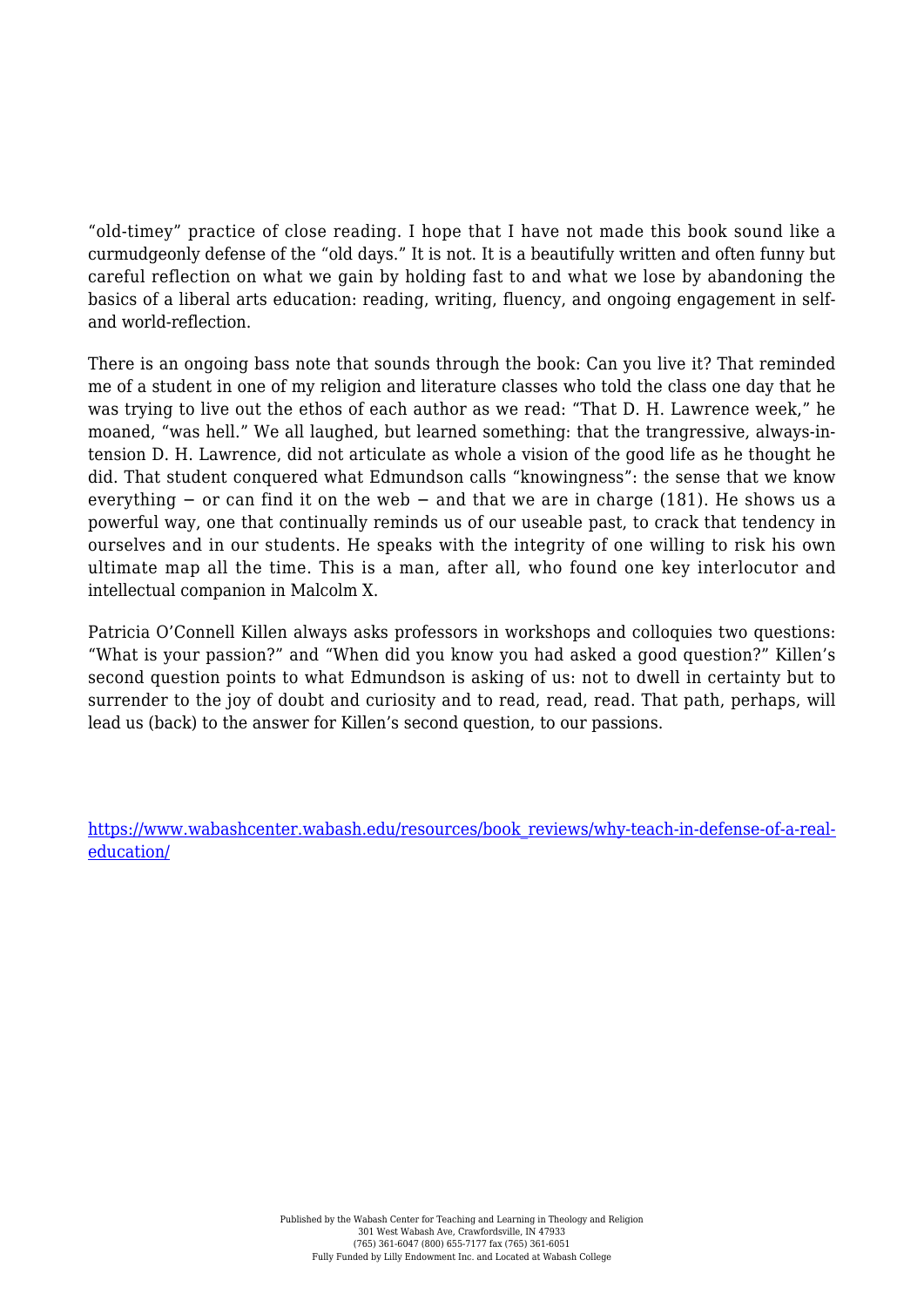"old-timey" practice of close reading. I hope that I have not made this book sound like a curmudgeonly defense of the "old days." It is not. It is a beautifully written and often funny but careful reflection on what we gain by holding fast to and what we lose by abandoning the basics of a liberal arts education: reading, writing, fluency, and ongoing engagement in self- and world-reflection.

There is an ongoing bass note that sounds through the book: Can you live it? That reminded me of a student in one of my religion and literature classes who told the class one day that he was trying to live out the ethos of each author as we read: "That D. H. Lawrence week," he moaned, "was hell." We all laughed, but learned something: that the trangressive, always-in-tension D. H. Lawrence, did not articulate as whole a vision of the good life as he thought he did. That student conquered what Edmundson calls "knowingness": the sense that we know everything – or can find it on the web – and that we are in charge (181). He shows us a powerful way, one that continually reminds us of our useable past, to crack that tendency in ourselves and in our students. He speaks with the integrity of one willing to risk his own ultimate map all the time. This is a man, after all, who found one key interlocutor and intellectual companion in Malcolm X.

Patricia O'Connell Killen always asks professors in workshops and colloquies two questions: "What is your passion?" and "When did you know you had asked a good question?" Killen's second question points to what Edmundson is asking of us: not to dwell in certainty but to surrender to the joy of doubt and curiosity and to read, read, read. That path, perhaps, will lead us (back) to the answer for Killen's second question, to our passions.

https://www.wabashcenter.wabash.edu/resources/book_reviews/why-teach-in-defense-of-a-real-education/

Published by the Wabash Center for Teaching and Learning in Theology and Religion
301 West Wabash Ave, Crawfordsville, IN 47933
(765) 361-6047 (800) 655-7177 fax (765) 361-6051
Fully Funded by Lilly Endowment Inc. and Located at Wabash College